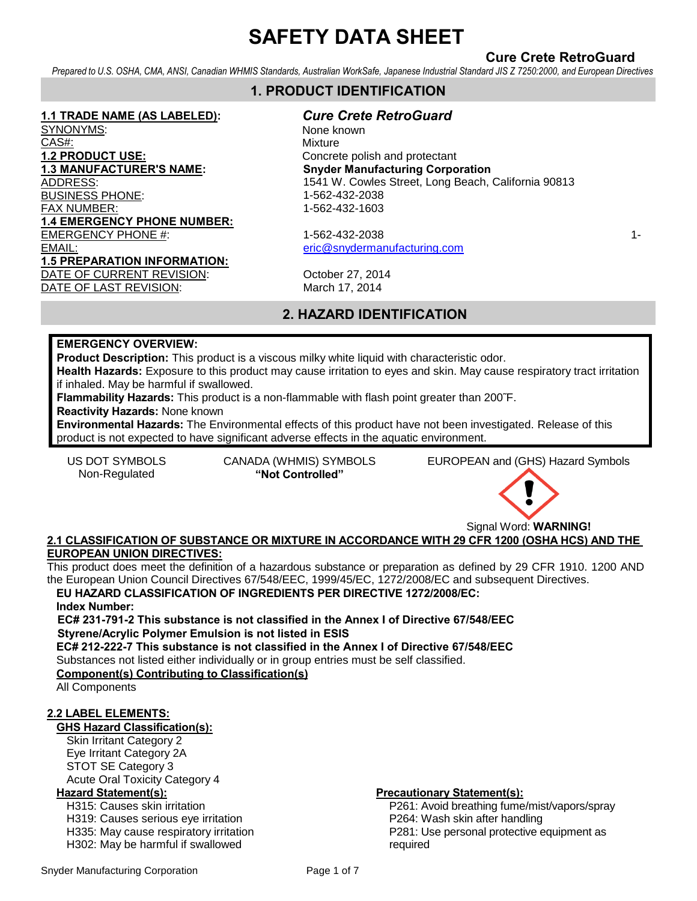# SAFETY DATA SHEET

**Cure Crete RetroGuard**

*Prepared to U.S. OSHA, CMA, ANSI, Canadian WHMIS Standards, Australian WorkSafe, Japanese Industrial Standard JIS Z 7250:2000, and European Directives*

## 1. PRODUCT IDENTIFICATION

**1.1 TRADE NAME (AS LABELED):** ***Cure Crete RetroGuard***

SYNONYMS: None known

CAS#: Mixture

**1.2 PRODUCT USE:** Concrete polish and protectant

**1.3 MANUFACTURER'S NAME:** **Snyder Manufacturing Corporation**

ADDRESS: 1541 W. Cowles Street, Long Beach, California 90813

BUSINESS PHONE: 1-562-432-2038

FAX NUMBER: 1-562-432-1603

**1.4 EMERGENCY PHONE NUMBER:**

EMERGENCY PHONE #: 1-562-432-2038 1-

EMAIL: eric@snydermanufacturing.com

**1.5 PREPARATION INFORMATION:**

DATE OF CURRENT REVISION: October 27, 2014

DATE OF LAST REVISION: March 17, 2014

## 2. HAZARD IDENTIFICATION

**EMERGENCY OVERVIEW:**

**Product Description:** This product is a viscous milky white liquid with characteristic odor.

**Health Hazards:** Exposure to this product may cause irritation to eyes and skin. May cause respiratory tract irritation if inhaled. May be harmful if swallowed.

**Flammability Hazards:** This product is a non-flammable with flash point greater than 200˚F.

**Reactivity Hazards:** None known

**Environmental Hazards:** The Environmental effects of this product have not been investigated. Release of this product is not expected to have significant adverse effects in the aquatic environment.

| US DOT SYMBOLS | CANADA (WHMIS) SYMBOLS | EUROPEAN and (GHS) Hazard Symbols |
|---|---|---|
| Non-Regulated | **"Not Controlled"** | |

Signal Word: **WARNING!**

**2.1 CLASSIFICATION OF SUBSTANCE OR MIXTURE IN ACCORDANCE WITH 29 CFR 1200 (OSHA HCS) AND THE EUROPEAN UNION DIRECTIVES:**

This product does meet the definition of a hazardous substance or preparation as defined by 29 CFR 1910. 1200 AND the European Union Council Directives 67/548/EEC, 1999/45/EC, 1272/2008/EC and subsequent Directives.

**EU HAZARD CLASSIFICATION OF INGREDIENTS PER DIRECTIVE 1272/2008/EC:**

**Index Number:**

**EC# 231-791-2 This substance is not classified in the Annex I of Directive 67/548/EEC**

**Styrene/Acrylic Polymer Emulsion is not listed in ESIS**

**EC# 212-222-7 This substance is not classified in the Annex I of Directive 67/548/EEC**

Substances not listed either individually or in group entries must be self classified.

**Component(s) Contributing to Classification(s)**

All Components

**2.2 LABEL ELEMENTS:**

**GHS Hazard Classification(s):**

- Skin Irritant Category 2
- Eye Irritant Category 2A
- STOT SE Category 3
- Acute Oral Toxicity Category 4

**Hazard Statement(s):**

- H315: Causes skin irritation
- H319: Causes serious eye irritation
- H335: May cause respiratory irritation
- H302: May be harmful if swallowed

**Precautionary Statement(s):**

- P261: Avoid breathing fume/mist/vapors/spray
- P264: Wash skin after handling
- P281: Use personal protective equipment as required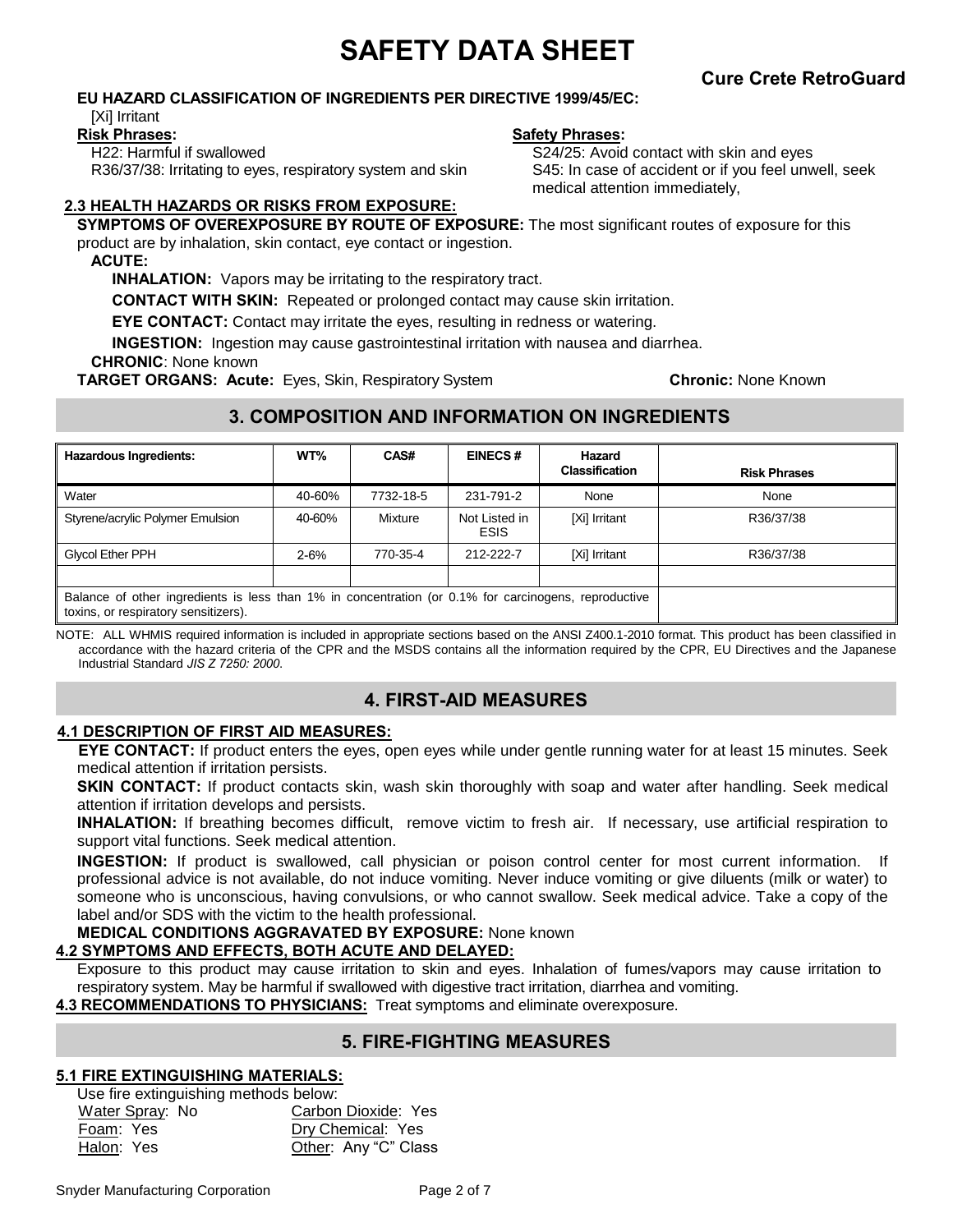**EU HAZARD CLASSIFICATION OF INGREDIENTS PER DIRECTIVE 1999/45/EC:**

[Xi] Irritant

**Risk Phrases:**

H22: Harmful if swallowed

R36/37/38: Irritating to eyes, respiratory system and skin

**Safety Phrases:**

S24/25: Avoid contact with skin and eyes

S45: In case of accident or if you feel unwell, seek medical attention immediately,

**2.3 HEALTH HAZARDS OR RISKS FROM EXPOSURE:**

**SYMPTOMS OF OVEREXPOSURE BY ROUTE OF EXPOSURE:** The most significant routes of exposure for this product are by inhalation, skin contact, eye contact or ingestion.

**ACUTE:**

**INHALATION:** Vapors may be irritating to the respiratory tract.

**CONTACT WITH SKIN:** Repeated or prolonged contact may cause skin irritation.

**EYE CONTACT:** Contact may irritate the eyes, resulting in redness or watering.

**INGESTION:** Ingestion may cause gastrointestinal irritation with nausea and diarrhea.

**CHRONIC**: None known

**TARGET ORGANS: Acute:** Eyes, Skin, Respiratory System **Chronic:** None Known

## 3. COMPOSITION AND INFORMATION ON INGREDIENTS

| Hazardous Ingredients: | WT% | CAS# | EINECS # | Hazard Classification | Risk Phrases |
|---|---|---|---|---|---|
| Water | 40-60% | 7732-18-5 | 231-791-2 | None | None |
| Styrene/acrylic Polymer Emulsion | 40-60% | Mixture | Not Listed in ESIS | [Xi] Irritant | R36/37/38 |
| Glycol Ether PPH | 2-6% | 770-35-4 | 212-222-7 | [Xi] Irritant | R36/37/38 |
| | | | | | |
| Balance of other ingredients is less than 1% in concentration (or 0.1% for carcinogens, reproductive toxins, or respiratory sensitizers). | | | | | |

NOTE: ALL WHMIS required information is included in appropriate sections based on the ANSI Z400.1-2010 format. This product has been classified in accordance with the hazard criteria of the CPR and the MSDS contains all the information required by the CPR, EU Directives and the Japanese Industrial Standard *JIS Z 7250: 2000*.

## 4. FIRST-AID MEASURES

**4.1 DESCRIPTION OF FIRST AID MEASURES:**

**EYE CONTACT:** If product enters the eyes, open eyes while under gentle running water for at least 15 minutes. Seek medical attention if irritation persists.

**SKIN CONTACT:** If product contacts skin, wash skin thoroughly with soap and water after handling. Seek medical attention if irritation develops and persists.

**INHALATION:** If breathing becomes difficult, remove victim to fresh air. If necessary, use artificial respiration to support vital functions. Seek medical attention.

**INGESTION:** If product is swallowed, call physician or poison control center for most current information. If professional advice is not available, do not induce vomiting. Never induce vomiting or give diluents (milk or water) to someone who is unconscious, having convulsions, or who cannot swallow. Seek medical advice. Take a copy of the label and/or SDS with the victim to the health professional.

**MEDICAL CONDITIONS AGGRAVATED BY EXPOSURE:** None known

**4.2 SYMPTOMS AND EFFECTS, BOTH ACUTE AND DELAYED:**

Exposure to this product may cause irritation to skin and eyes. Inhalation of fumes/vapors may cause irritation to respiratory system. May be harmful if swallowed with digestive tract irritation, diarrhea and vomiting.

**4.3 RECOMMENDATIONS TO PHYSICIANS:** Treat symptoms and eliminate overexposure.

## 5. FIRE-FIGHTING MEASURES

**5.1 FIRE EXTINGUISHING MATERIALS:**

Use fire extinguishing methods below:

Water Spray: No
Carbon Dioxide: Yes
Foam: Yes
Dry Chemical: Yes
Halon: Yes
Other: Any "C" Class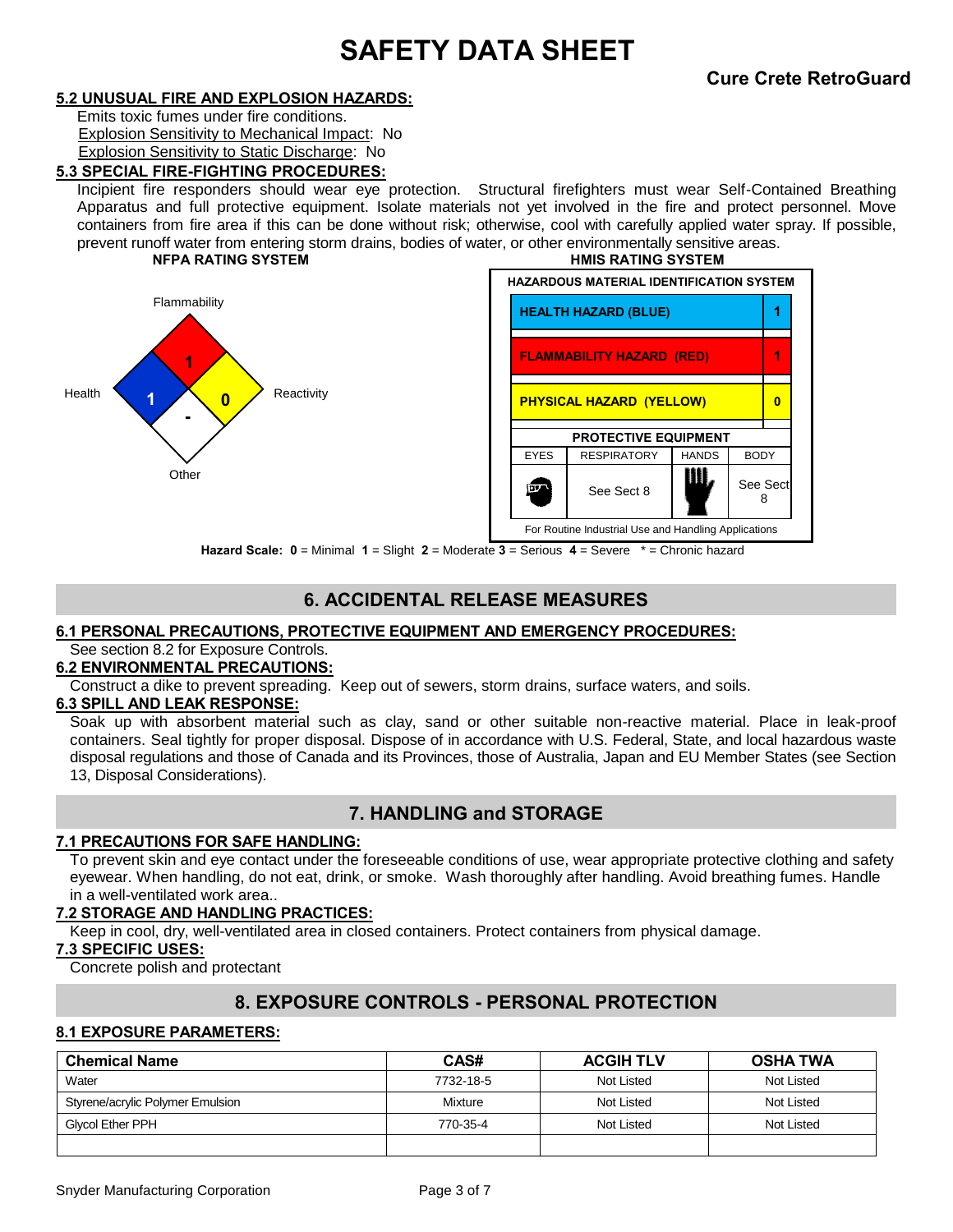**Cure Crete RetroGuard**

**5.2 UNUSUAL FIRE AND EXPLOSION HAZARDS:**

Emits toxic fumes under fire conditions.
Explosion Sensitivity to Mechanical Impact: No
Explosion Sensitivity to Static Discharge: No

**5.3 SPECIAL FIRE-FIGHTING PROCEDURES:**

Incipient fire responders should wear eye protection. Structural firefighters must wear Self-Contained Breathing Apparatus and full protective equipment. Isolate materials not yet involved in the fire and protect personnel. Move containers from fire area if this can be done without risk; otherwise, cool with carefully applied water spray. If possible, prevent runoff water from entering storm drains, bodies of water, or other environmentally sensitive areas.

**NFPA RATING SYSTEM**

| Health | Flammability | Reactivity | Other |
|---|---|---|---|
| 1 | 1 | 0 | - |

**HMIS RATING SYSTEM**

**HAZARDOUS MATERIAL IDENTIFICATION SYSTEM**

| Hazard | Rating |
|---|---|
| HEALTH HAZARD (BLUE) | 1 |
| FLAMMABILITY HAZARD (RED) | 1 |
| PHYSICAL HAZARD (YELLOW) | 0 |

**PROTECTIVE EQUIPMENT**

| EYES | RESPIRATORY | HANDS | BODY |
|---|---|---|---|
| | See Sect 8 | | See Sect 8 |

For Routine Industrial Use and Handling Applications

**Hazard Scale: 0** = Minimal **1** = Slight **2** = Moderate **3** = Serious **4** = Severe * = Chronic hazard

## 6. ACCIDENTAL RELEASE MEASURES

**6.1 PERSONAL PRECAUTIONS, PROTECTIVE EQUIPMENT AND EMERGENCY PROCEDURES:**

See section 8.2 for Exposure Controls.

**6.2 ENVIRONMENTAL PRECAUTIONS:**

Construct a dike to prevent spreading. Keep out of sewers, storm drains, surface waters, and soils.

**6.3 SPILL AND LEAK RESPONSE:**

Soak up with absorbent material such as clay, sand or other suitable non-reactive material. Place in leak-proof containers. Seal tightly for proper disposal. Dispose of in accordance with U.S. Federal, State, and local hazardous waste disposal regulations and those of Canada and its Provinces, those of Australia, Japan and EU Member States (see Section 13, Disposal Considerations).

## 7. HANDLING and STORAGE

**7.1 PRECAUTIONS FOR SAFE HANDLING:**

To prevent skin and eye contact under the foreseeable conditions of use, wear appropriate protective clothing and safety eyewear. When handling, do not eat, drink, or smoke. Wash thoroughly after handling. Avoid breathing fumes. Handle in a well-ventilated work area..

**7.2 STORAGE AND HANDLING PRACTICES:**

Keep in cool, dry, well-ventilated area in closed containers. Protect containers from physical damage.

**7.3 SPECIFIC USES:**

Concrete polish and protectant

## 8. EXPOSURE CONTROLS - PERSONAL PROTECTION

**8.1 EXPOSURE PARAMETERS:**

| Chemical Name | CAS# | ACGIH TLV | OSHA TWA |
|---|---|---|---|
| Water | 7732-18-5 | Not Listed | Not Listed |
| Styrene/acrylic Polymer Emulsion | Mixture | Not Listed | Not Listed |
| Glycol Ether PPH | 770-35-4 | Not Listed | Not Listed |
| | | | |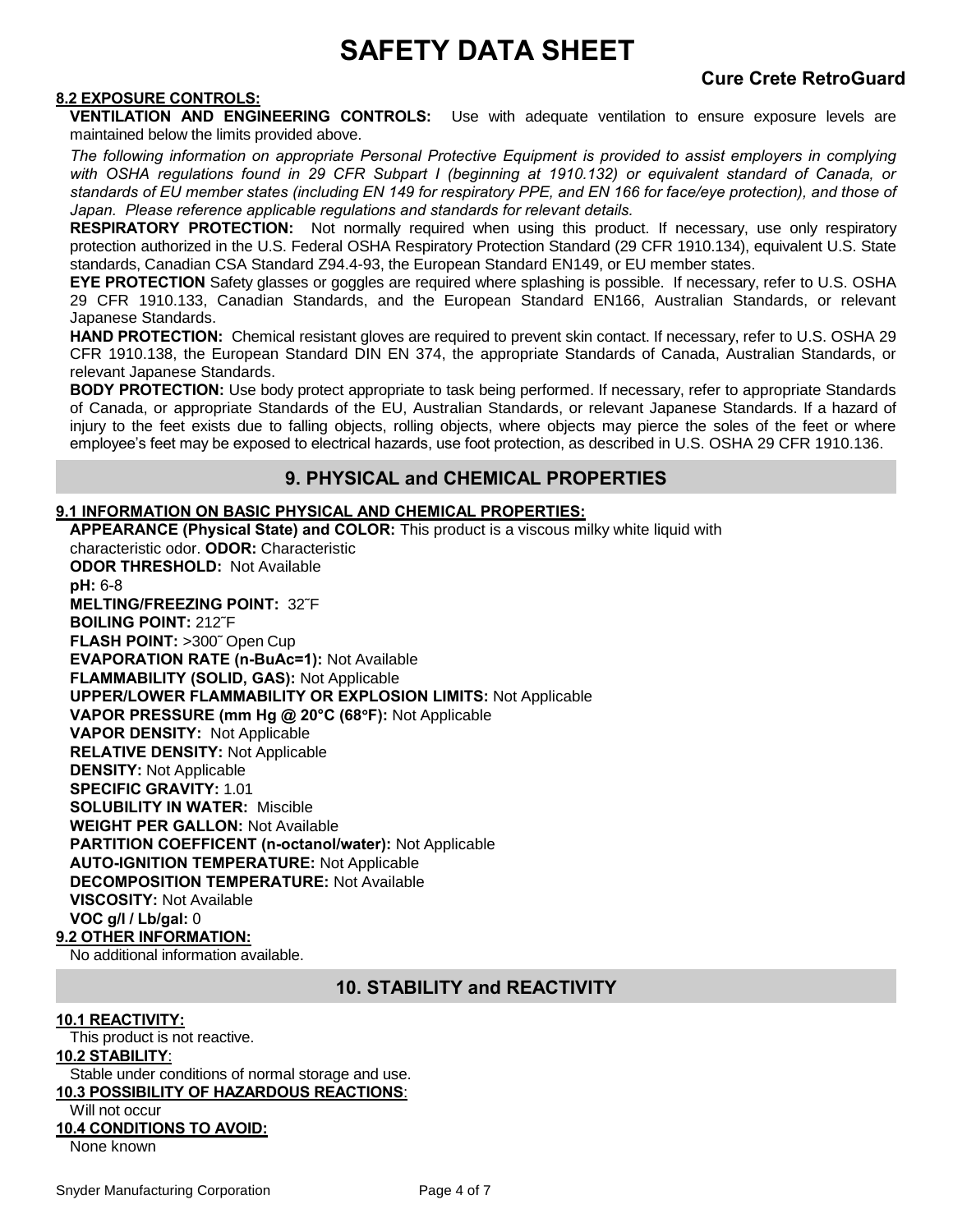# SAFETY DATA SHEET

**Cure Crete RetroGuard**

**8.2 EXPOSURE CONTROLS:**

**VENTILATION AND ENGINEERING CONTROLS:** Use with adequate ventilation to ensure exposure levels are maintained below the limits provided above.

*The following information on appropriate Personal Protective Equipment is provided to assist employers in complying with OSHA regulations found in 29 CFR Subpart I (beginning at 1910.132) or equivalent standard of Canada, or standards of EU member states (including EN 149 for respiratory PPE, and EN 166 for face/eye protection), and those of Japan. Please reference applicable regulations and standards for relevant details.*

**RESPIRATORY PROTECTION:** Not normally required when using this product. If necessary, use only respiratory protection authorized in the U.S. Federal OSHA Respiratory Protection Standard (29 CFR 1910.134), equivalent U.S. State standards, Canadian CSA Standard Z94.4-93, the European Standard EN149, or EU member states.

**EYE PROTECTION** Safety glasses or goggles are required where splashing is possible. If necessary, refer to U.S. OSHA 29 CFR 1910.133, Canadian Standards, and the European Standard EN166, Australian Standards, or relevant Japanese Standards.

**HAND PROTECTION:** Chemical resistant gloves are required to prevent skin contact. If necessary, refer to U.S. OSHA 29 CFR 1910.138, the European Standard DIN EN 374, the appropriate Standards of Canada, Australian Standards, or relevant Japanese Standards.

**BODY PROTECTION:** Use body protect appropriate to task being performed. If necessary, refer to appropriate Standards of Canada, or appropriate Standards of the EU, Australian Standards, or relevant Japanese Standards. If a hazard of injury to the feet exists due to falling objects, rolling objects, where objects may pierce the soles of the feet or where employee's feet may be exposed to electrical hazards, use foot protection, as described in U.S. OSHA 29 CFR 1910.136.

## 9. PHYSICAL and CHEMICAL PROPERTIES

**9.1 INFORMATION ON BASIC PHYSICAL AND CHEMICAL PROPERTIES:**

**APPEARANCE (Physical State) and COLOR:** This product is a viscous milky white liquid with characteristic odor. **ODOR:** Characteristic
**ODOR THRESHOLD:** Not Available
**pH:** 6-8
**MELTING/FREEZING POINT:** 32˚F
**BOILING POINT:** 212˚F
**FLASH POINT:** >300˚ Open Cup
**EVAPORATION RATE (n-BuAc=1):** Not Available
**FLAMMABILITY (SOLID, GAS):** Not Applicable
**UPPER/LOWER FLAMMABILITY OR EXPLOSION LIMITS:** Not Applicable
**VAPOR PRESSURE (mm Hg @ 20°C (68°F):** Not Applicable
**VAPOR DENSITY:** Not Applicable
**RELATIVE DENSITY:** Not Applicable
**DENSITY:** Not Applicable
**SPECIFIC GRAVITY:** 1.01
**SOLUBILITY IN WATER:** Miscible
**WEIGHT PER GALLON:** Not Available
**PARTITION COEFFICENT (n-octanol/water):** Not Applicable
**AUTO-IGNITION TEMPERATURE:** Not Applicable
**DECOMPOSITION TEMPERATURE:** Not Available
**VISCOSITY:** Not Available
**VOC g/l / Lb/gal:** 0

**9.2 OTHER INFORMATION:**

No additional information available.

## 10. STABILITY and REACTIVITY

**10.1 REACTIVITY:**

This product is not reactive.

**10.2 STABILITY:**

Stable under conditions of normal storage and use.

**10.3 POSSIBILITY OF HAZARDOUS REACTIONS:**

Will not occur

**10.4 CONDITIONS TO AVOID:**

None known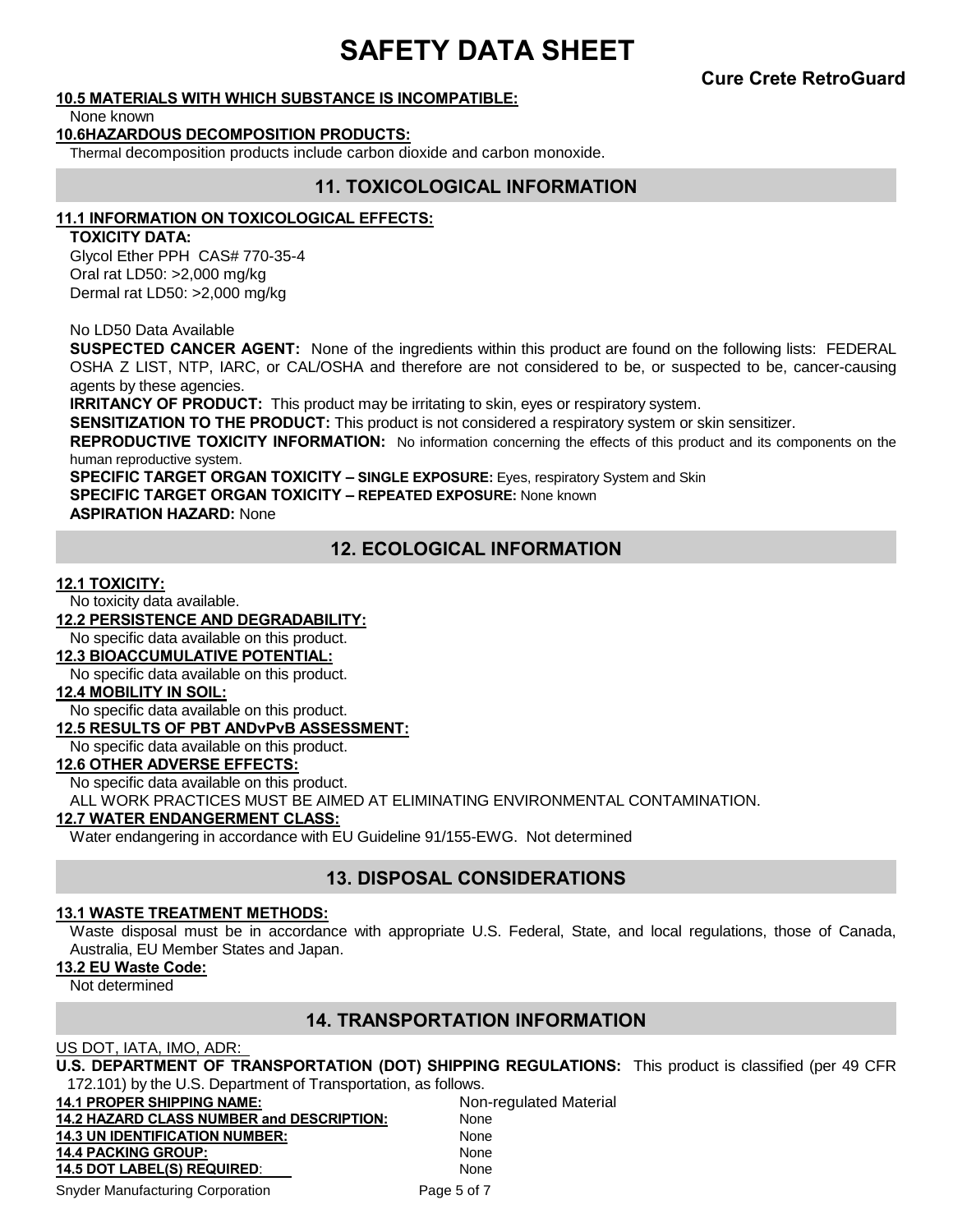**10.5 MATERIALS WITH WHICH SUBSTANCE IS INCOMPATIBLE:**

None known

**10.6HAZARDOUS DECOMPOSITION PRODUCTS:**

Thermal decomposition products include carbon dioxide and carbon monoxide.

## 11. TOXICOLOGICAL INFORMATION

**11.1 INFORMATION ON TOXICOLOGICAL EFFECTS:**

**TOXICITY DATA:**

Glycol Ether PPH CAS# 770-35-4
Oral rat LD50: >2,000 mg/kg
Dermal rat LD50: >2,000 mg/kg

No LD50 Data Available

**SUSPECTED CANCER AGENT:** None of the ingredients within this product are found on the following lists: FEDERAL OSHA Z LIST, NTP, IARC, or CAL/OSHA and therefore are not considered to be, or suspected to be, cancer-causing agents by these agencies.

**IRRITANCY OF PRODUCT:** This product may be irritating to skin, eyes or respiratory system.

**SENSITIZATION TO THE PRODUCT:** This product is not considered a respiratory system or skin sensitizer.

**REPRODUCTIVE TOXICITY INFORMATION:** No information concerning the effects of this product and its components on the human reproductive system.

**SPECIFIC TARGET ORGAN TOXICITY – SINGLE EXPOSURE:** Eyes, respiratory System and Skin

**SPECIFIC TARGET ORGAN TOXICITY – REPEATED EXPOSURE:** None known

**ASPIRATION HAZARD:** None

## 12. ECOLOGICAL INFORMATION

**12.1 TOXICITY:**

No toxicity data available.

**12.2 PERSISTENCE AND DEGRADABILITY:**

No specific data available on this product.

**12.3 BIOACCUMULATIVE POTENTIAL:**

No specific data available on this product.

**12.4 MOBILITY IN SOIL:**

No specific data available on this product.

**12.5 RESULTS OF PBT ANDvPvB ASSESSMENT:**

No specific data available on this product.

**12.6 OTHER ADVERSE EFFECTS:**

No specific data available on this product.

ALL WORK PRACTICES MUST BE AIMED AT ELIMINATING ENVIRONMENTAL CONTAMINATION.

**12.7 WATER ENDANGERMENT CLASS:**

Water endangering in accordance with EU Guideline 91/155-EWG. Not determined

## 13. DISPOSAL CONSIDERATIONS

**13.1 WASTE TREATMENT METHODS:**

Waste disposal must be in accordance with appropriate U.S. Federal, State, and local regulations, those of Canada, Australia, EU Member States and Japan.

**13.2 EU Waste Code:**

Not determined

## 14. TRANSPORTATION INFORMATION

US DOT, IATA, IMO, ADR:

**U.S. DEPARTMENT OF TRANSPORTATION (DOT) SHIPPING REGULATIONS:** This product is classified (per 49 CFR 172.101) by the U.S. Department of Transportation, as follows.

| | |
|---|---|
| **14.1 PROPER SHIPPING NAME:** | Non-regulated Material |
| **14.2 HAZARD CLASS NUMBER and DESCRIPTION:** | None |
| **14.3 UN IDENTIFICATION NUMBER:** | None |
| **14.4 PACKING GROUP:** | None |
| **14.5 DOT LABEL(S) REQUIRED:** | None |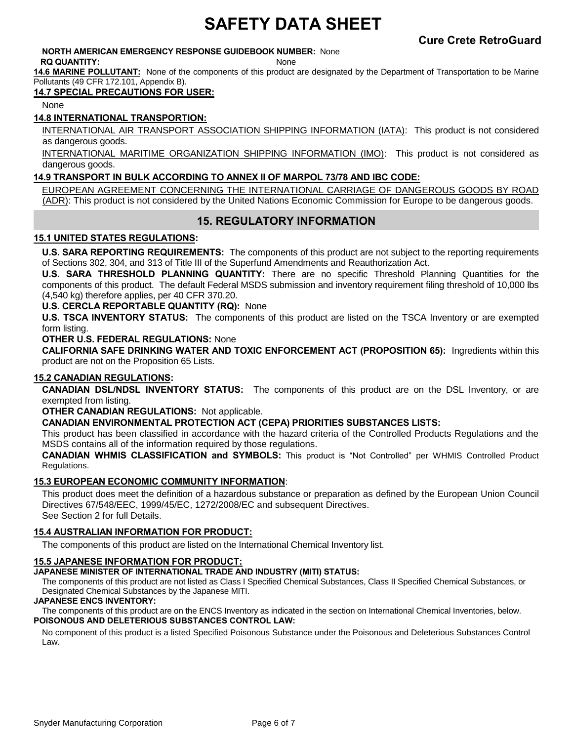**NORTH AMERICAN EMERGENCY RESPONSE GUIDEBOOK NUMBER:** None

**RQ QUANTITY:** None

**14.6 MARINE POLLUTANT:** None of the components of this product are designated by the Department of Transportation to be Marine Pollutants (49 CFR 172.101, Appendix B).

### 14.7 SPECIAL PRECAUTIONS FOR USER:

None

### 14.8 INTERNATIONAL TRANSPORTION:

INTERNATIONAL AIR TRANSPORT ASSOCIATION SHIPPING INFORMATION (IATA): This product is not considered as dangerous goods.

INTERNATIONAL MARITIME ORGANIZATION SHIPPING INFORMATION (IMO): This product is not considered as dangerous goods.

### 14.9 TRANSPORT IN BULK ACCORDING TO ANNEX II OF MARPOL 73/78 AND IBC CODE:

EUROPEAN AGREEMENT CONCERNING THE INTERNATIONAL CARRIAGE OF DANGEROUS GOODS BY ROAD (ADR): This product is not considered by the United Nations Economic Commission for Europe to be dangerous goods.

## 15. REGULATORY INFORMATION

### 15.1 UNITED STATES REGULATIONS:

**U.S. SARA REPORTING REQUIREMENTS:** The components of this product are not subject to the reporting requirements of Sections 302, 304, and 313 of Title III of the Superfund Amendments and Reauthorization Act.

**U.S. SARA THRESHOLD PLANNING QUANTITY:** There are no specific Threshold Planning Quantities for the components of this product. The default Federal MSDS submission and inventory requirement filing threshold of 10,000 lbs (4,540 kg) therefore applies, per 40 CFR 370.20.

**U.S. CERCLA REPORTABLE QUANTITY (RQ):** None

**U.S. TSCA INVENTORY STATUS:** The components of this product are listed on the TSCA Inventory or are exempted form listing.

**OTHER U.S. FEDERAL REGULATIONS:** None

**CALIFORNIA SAFE DRINKING WATER AND TOXIC ENFORCEMENT ACT (PROPOSITION 65):** Ingredients within this product are not on the Proposition 65 Lists.

### 15.2 CANADIAN REGULATIONS:

**CANADIAN DSL/NDSL INVENTORY STATUS:** The components of this product are on the DSL Inventory, or are exempted from listing.

**OTHER CANADIAN REGULATIONS:** Not applicable.

**CANADIAN ENVIRONMENTAL PROTECTION ACT (CEPA) PRIORITIES SUBSTANCES LISTS:**

This product has been classified in accordance with the hazard criteria of the Controlled Products Regulations and the MSDS contains all of the information required by those regulations.

**CANADIAN WHMIS CLASSIFICATION and SYMBOLS:** This product is “Not Controlled” per WHMIS Controlled Product Regulations.

### 15.3 EUROPEAN ECONOMIC COMMUNITY INFORMATION:

This product does meet the definition of a hazardous substance or preparation as defined by the European Union Council Directives 67/548/EEC, 1999/45/EC, 1272/2008/EC and subsequent Directives.
See Section 2 for full Details.

### 15.4 AUSTRALIAN INFORMATION FOR PRODUCT:

The components of this product are listed on the International Chemical Inventory list.

### 15.5 JAPANESE INFORMATION FOR PRODUCT:

**JAPANESE MINISTER OF INTERNATIONAL TRADE AND INDUSTRY (MITI) STATUS:**

The components of this product are not listed as Class I Specified Chemical Substances, Class II Specified Chemical Substances, or Designated Chemical Substances by the Japanese MITI.

**JAPANESE ENCS INVENTORY:**

The components of this product are on the ENCS Inventory as indicated in the section on International Chemical Inventories, below.

**POISONOUS AND DELETERIOUS SUBSTANCES CONTROL LAW:**

No component of this product is a listed Specified Poisonous Substance under the Poisonous and Deleterious Substances Control Law.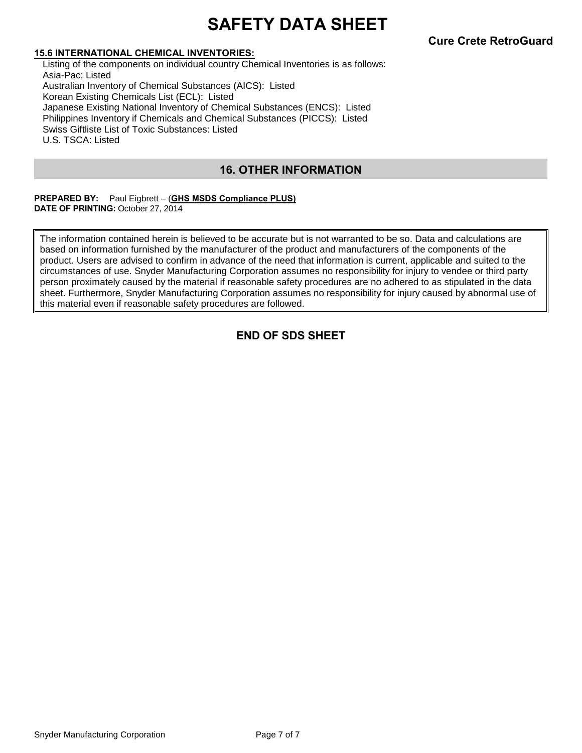**15.6 INTERNATIONAL CHEMICAL INVENTORIES:**

Listing of the components on individual country Chemical Inventories is as follows:
Asia-Pac: Listed
Australian Inventory of Chemical Substances (AICS): Listed
Korean Existing Chemicals List (ECL): Listed
Japanese Existing National Inventory of Chemical Substances (ENCS): Listed
Philippines Inventory if Chemicals and Chemical Substances (PICCS): Listed
Swiss Giftliste List of Toxic Substances: Listed
U.S. TSCA: Listed

## 16. OTHER INFORMATION

**PREPARED BY:** Paul Eigbrett – (**GHS MSDS Compliance PLUS)**
**DATE OF PRINTING:** October 27, 2014

The information contained herein is believed to be accurate but is not warranted to be so. Data and calculations are based on information furnished by the manufacturer of the product and manufacturers of the components of the product. Users are advised to confirm in advance of the need that information is current, applicable and suited to the circumstances of use. Snyder Manufacturing Corporation assumes no responsibility for injury to vendee or third party person proximately caused by the material if reasonable safety procedures are no adhered to as stipulated in the data sheet. Furthermore, Snyder Manufacturing Corporation assumes no responsibility for injury caused by abnormal use of this material even if reasonable safety procedures are followed.

**END OF SDS SHEET**